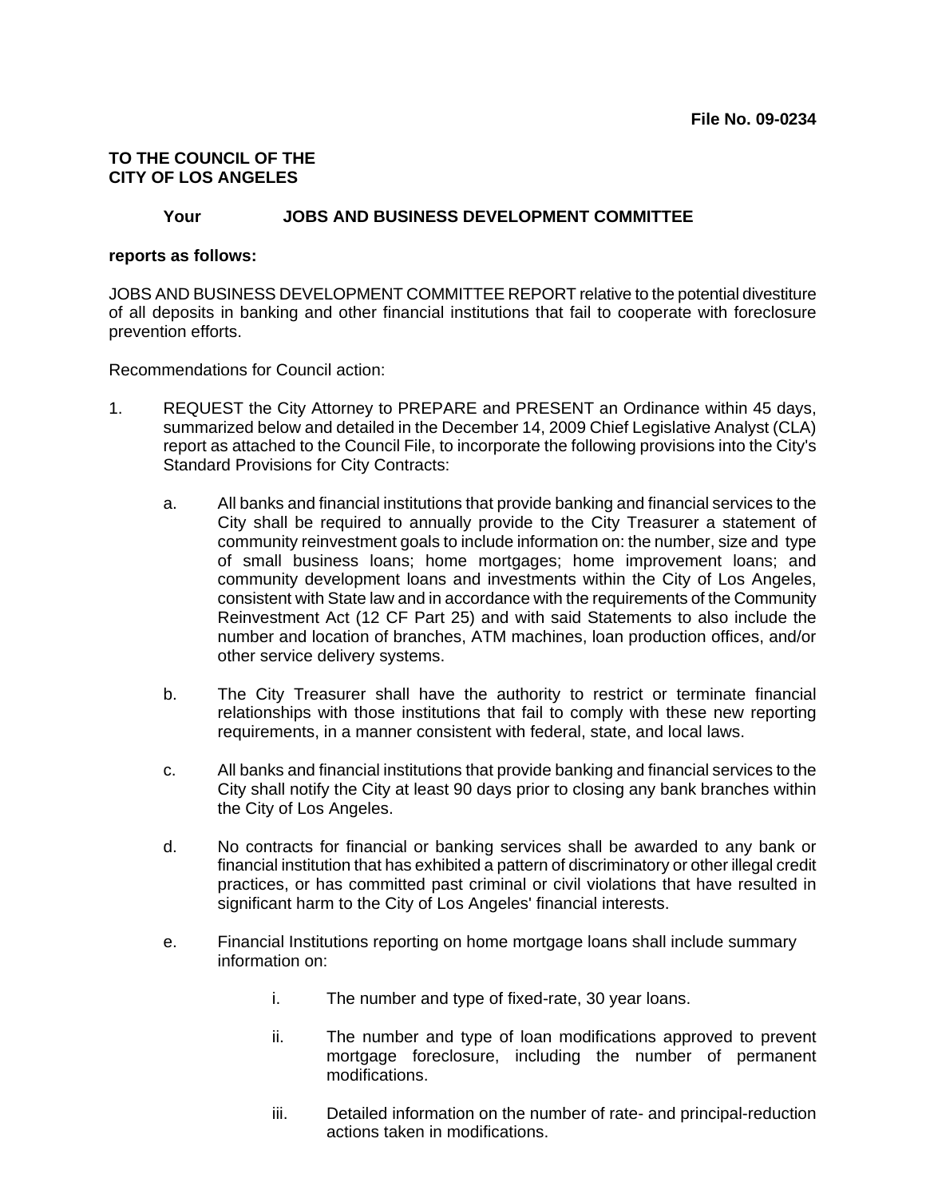**File No. 09-0234**

**TO THE COUNCIL OF THE CITY OF LOS ANGELES**

**Your JOBS AND BUSINESS DEVELOPMENT COMMITTEE**

**reports as follows:**

JOBS AND BUSINESS DEVELOPMENT COMMITTEE REPORT relative to the potential divestiture of all deposits in banking and other financial institutions that fail to cooperate with foreclosure prevention efforts.

Recommendations for Council action:

1. REQUEST the City Attorney to PREPARE and PRESENT an Ordinance within 45 days, summarized below and detailed in the December 14, 2009 Chief Legislative Analyst (CLA) report as attached to the Council File, to incorporate the following provisions into the City's Standard Provisions for City Contracts:

   a. All banks and financial institutions that provide banking and financial services to the City shall be required to annually provide to the City Treasurer a statement of community reinvestment goals to include information on: the number, size and type of small business loans; home mortgages; home improvement loans; and community development loans and investments within the City of Los Angeles, consistent with State law and in accordance with the requirements of the Community Reinvestment Act (12 CF Part 25) and with said Statements to also include the number and location of branches, ATM machines, loan production offices, and/or other service delivery systems.

   b. The City Treasurer shall have the authority to restrict or terminate financial relationships with those institutions that fail to comply with these new reporting requirements, in a manner consistent with federal, state, and local laws.

   c. All banks and financial institutions that provide banking and financial services to the City shall notify the City at least 90 days prior to closing any bank branches within the City of Los Angeles.

   d. No contracts for financial or banking services shall be awarded to any bank or financial institution that has exhibited a pattern of discriminatory or other illegal credit practices, or has committed past criminal or civil violations that have resulted in significant harm to the City of Los Angeles' financial interests.

   e. Financial Institutions reporting on home mortgage loans shall include summary information on:

      i. The number and type of fixed-rate, 30 year loans.

      ii. The number and type of loan modifications approved to prevent mortgage foreclosure, including the number of permanent modifications.

      iii. Detailed information on the number of rate- and principal-reduction actions taken in modifications.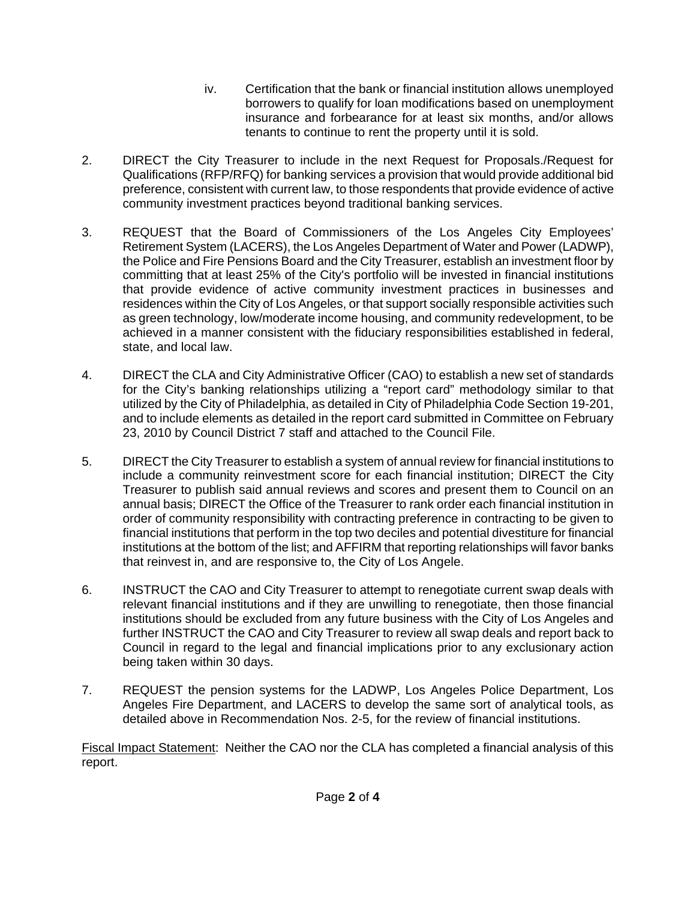iv. Certification that the bank or financial institution allows unemployed borrowers to qualify for loan modifications based on unemployment insurance and forbearance for at least six months, and/or allows tenants to continue to rent the property until it is sold.

2. DIRECT the City Treasurer to include in the next Request for Proposals./Request for Qualifications (RFP/RFQ) for banking services a provision that would provide additional bid preference, consistent with current law, to those respondents that provide evidence of active community investment practices beyond traditional banking services.

3. REQUEST that the Board of Commissioners of the Los Angeles City Employees' Retirement System (LACERS), the Los Angeles Department of Water and Power (LADWP), the Police and Fire Pensions Board and the City Treasurer, establish an investment floor by committing that at least 25% of the City's portfolio will be invested in financial institutions that provide evidence of active community investment practices in businesses and residences within the City of Los Angeles, or that support socially responsible activities such as green technology, low/moderate income housing, and community redevelopment, to be achieved in a manner consistent with the fiduciary responsibilities established in federal, state, and local law.

4. DIRECT the CLA and City Administrative Officer (CAO) to establish a new set of standards for the City's banking relationships utilizing a "report card" methodology similar to that utilized by the City of Philadelphia, as detailed in City of Philadelphia Code Section 19-201, and to include elements as detailed in the report card submitted in Committee on February 23, 2010 by Council District 7 staff and attached to the Council File.

5. DIRECT the City Treasurer to establish a system of annual review for financial institutions to include a community reinvestment score for each financial institution; DIRECT the City Treasurer to publish said annual reviews and scores and present them to Council on an annual basis; DIRECT the Office of the Treasurer to rank order each financial institution in order of community responsibility with contracting preference in contracting to be given to financial institutions that perform in the top two deciles and potential divestiture for financial institutions at the bottom of the list; and AFFIRM that reporting relationships will favor banks that reinvest in, and are responsive to, the City of Los Angele.

6. INSTRUCT the CAO and City Treasurer to attempt to renegotiate current swap deals with relevant financial institutions and if they are unwilling to renegotiate, then those financial institutions should be excluded from any future business with the City of Los Angeles and further INSTRUCT the CAO and City Treasurer to review all swap deals and report back to Council in regard to the legal and financial implications prior to any exclusionary action being taken within 30 days.

7. REQUEST the pension systems for the LADWP, Los Angeles Police Department, Los Angeles Fire Department, and LACERS to develop the same sort of analytical tools, as detailed above in Recommendation Nos. 2-5, for the review of financial institutions.

Fiscal Impact Statement: Neither the CAO nor the CLA has completed a financial analysis of this report.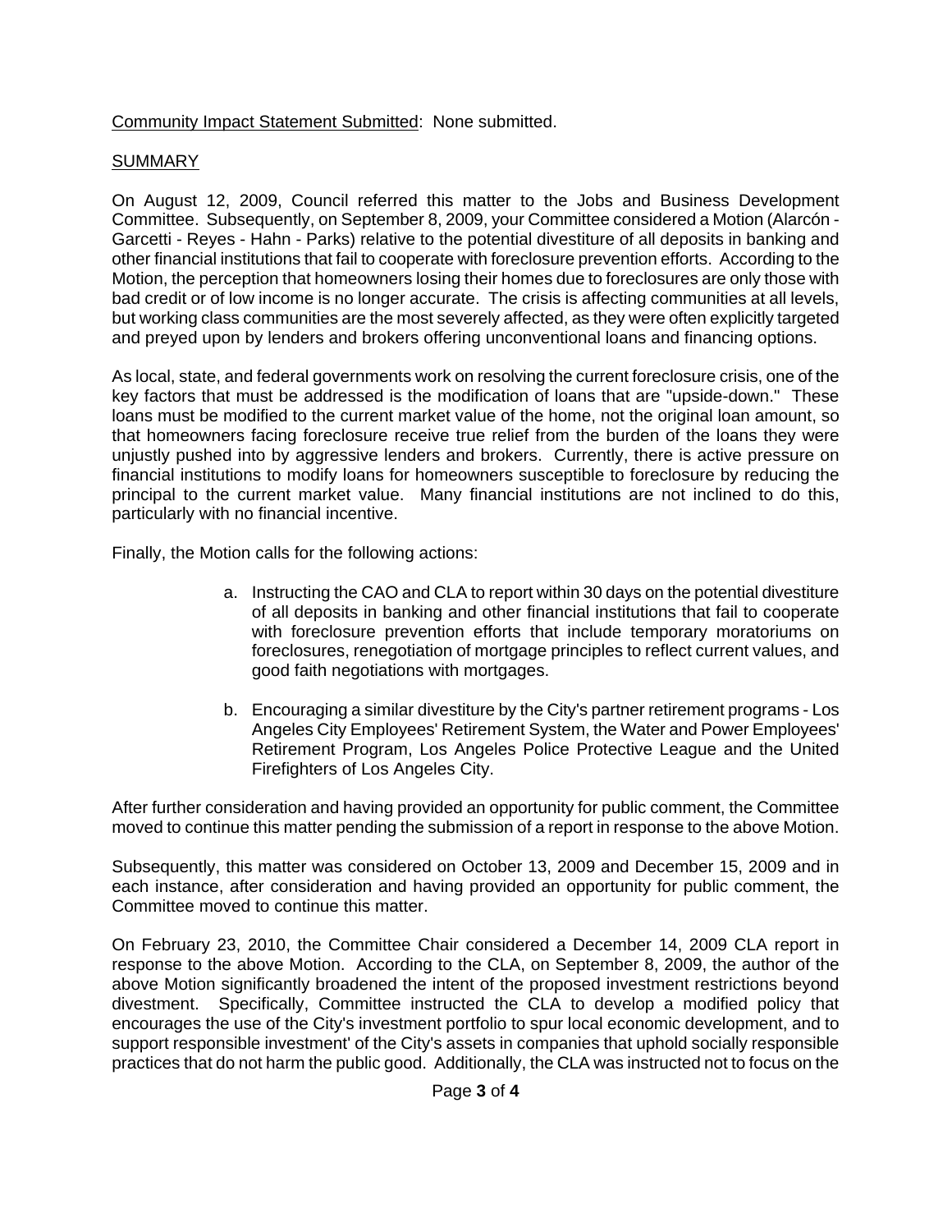<u>Community Impact Statement Submitted</u>: None submitted.

<u>SUMMARY</u>

On August 12, 2009, Council referred this matter to the Jobs and Business Development Committee. Subsequently, on September 8, 2009, your Committee considered a Motion (Alarcón - Garcetti - Reyes - Hahn - Parks) relative to the potential divestiture of all deposits in banking and other financial institutions that fail to cooperate with foreclosure prevention efforts. According to the Motion, the perception that homeowners losing their homes due to foreclosures are only those with bad credit or of low income is no longer accurate. The crisis is affecting communities at all levels, but working class communities are the most severely affected, as they were often explicitly targeted and preyed upon by lenders and brokers offering unconventional loans and financing options.

As local, state, and federal governments work on resolving the current foreclosure crisis, one of the key factors that must be addressed is the modification of loans that are "upside-down." These loans must be modified to the current market value of the home, not the original loan amount, so that homeowners facing foreclosure receive true relief from the burden of the loans they were unjustly pushed into by aggressive lenders and brokers. Currently, there is active pressure on financial institutions to modify loans for homeowners susceptible to foreclosure by reducing the principal to the current market value. Many financial institutions are not inclined to do this, particularly with no financial incentive.

Finally, the Motion calls for the following actions:

a. Instructing the CAO and CLA to report within 30 days on the potential divestiture of all deposits in banking and other financial institutions that fail to cooperate with foreclosure prevention efforts that include temporary moratoriums on foreclosures, renegotiation of mortgage principles to reflect current values, and good faith negotiations with mortgages.

b. Encouraging a similar divestiture by the City's partner retirement programs - Los Angeles City Employees' Retirement System, the Water and Power Employees' Retirement Program, Los Angeles Police Protective League and the United Firefighters of Los Angeles City.

After further consideration and having provided an opportunity for public comment, the Committee moved to continue this matter pending the submission of a report in response to the above Motion.

Subsequently, this matter was considered on October 13, 2009 and December 15, 2009 and in each instance, after consideration and having provided an opportunity for public comment, the Committee moved to continue this matter.

On February 23, 2010, the Committee Chair considered a December 14, 2009 CLA report in response to the above Motion. According to the CLA, on September 8, 2009, the author of the above Motion significantly broadened the intent of the proposed investment restrictions beyond divestment. Specifically, Committee instructed the CLA to develop a modified policy that encourages the use of the City's investment portfolio to spur local economic development, and to support responsible investment' of the City's assets in companies that uphold socially responsible practices that do not harm the public good. Additionally, the CLA was instructed not to focus on the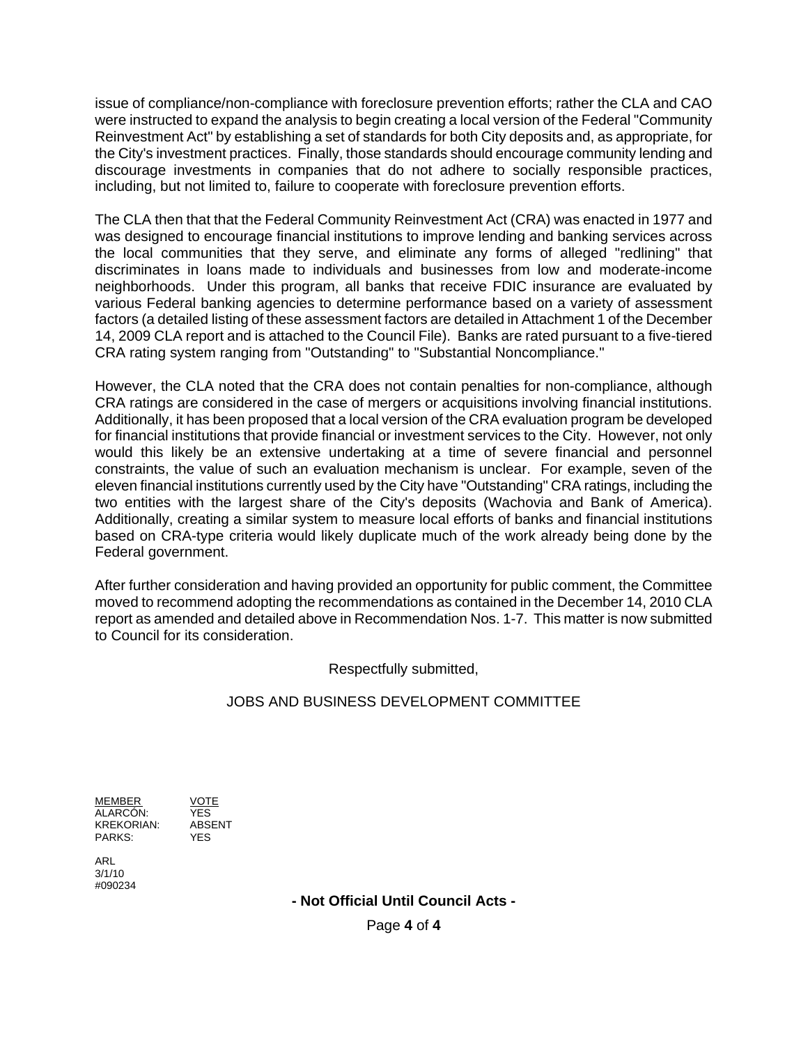issue of compliance/non-compliance with foreclosure prevention efforts; rather the CLA and CAO were instructed to expand the analysis to begin creating a local version of the Federal "Community Reinvestment Act" by establishing a set of standards for both City deposits and, as appropriate, for the City's investment practices. Finally, those standards should encourage community lending and discourage investments in companies that do not adhere to socially responsible practices, including, but not limited to, failure to cooperate with foreclosure prevention efforts.

The CLA then that that the Federal Community Reinvestment Act (CRA) was enacted in 1977 and was designed to encourage financial institutions to improve lending and banking services across the local communities that they serve, and eliminate any forms of alleged "redlining" that discriminates in loans made to individuals and businesses from low and moderate-income neighborhoods. Under this program, all banks that receive FDIC insurance are evaluated by various Federal banking agencies to determine performance based on a variety of assessment factors (a detailed listing of these assessment factors are detailed in Attachment 1 of the December 14, 2009 CLA report and is attached to the Council File). Banks are rated pursuant to a five-tiered CRA rating system ranging from "Outstanding" to "Substantial Noncompliance."

However, the CLA noted that the CRA does not contain penalties for non-compliance, although CRA ratings are considered in the case of mergers or acquisitions involving financial institutions. Additionally, it has been proposed that a local version of the CRA evaluation program be developed for financial institutions that provide financial or investment services to the City. However, not only would this likely be an extensive undertaking at a time of severe financial and personnel constraints, the value of such an evaluation mechanism is unclear. For example, seven of the eleven financial institutions currently used by the City have "Outstanding" CRA ratings, including the two entities with the largest share of the City's deposits (Wachovia and Bank of America). Additionally, creating a similar system to measure local efforts of banks and financial institutions based on CRA-type criteria would likely duplicate much of the work already being done by the Federal government.

After further consideration and having provided an opportunity for public comment, the Committee moved to recommend adopting the recommendations as contained in the December 14, 2010 CLA report as amended and detailed above in Recommendation Nos. 1-7. This matter is now submitted to Council for its consideration.

Respectfully submitted,

JOBS AND BUSINESS DEVELOPMENT COMMITTEE

| MEMBER | VOTE |
|---|---|
| ALARCÓN: | YES |
| KREKORIAN: | ABSENT |
| PARKS: | YES |

ARL
3/1/10
#090234

**- Not Official Until Council Acts -**